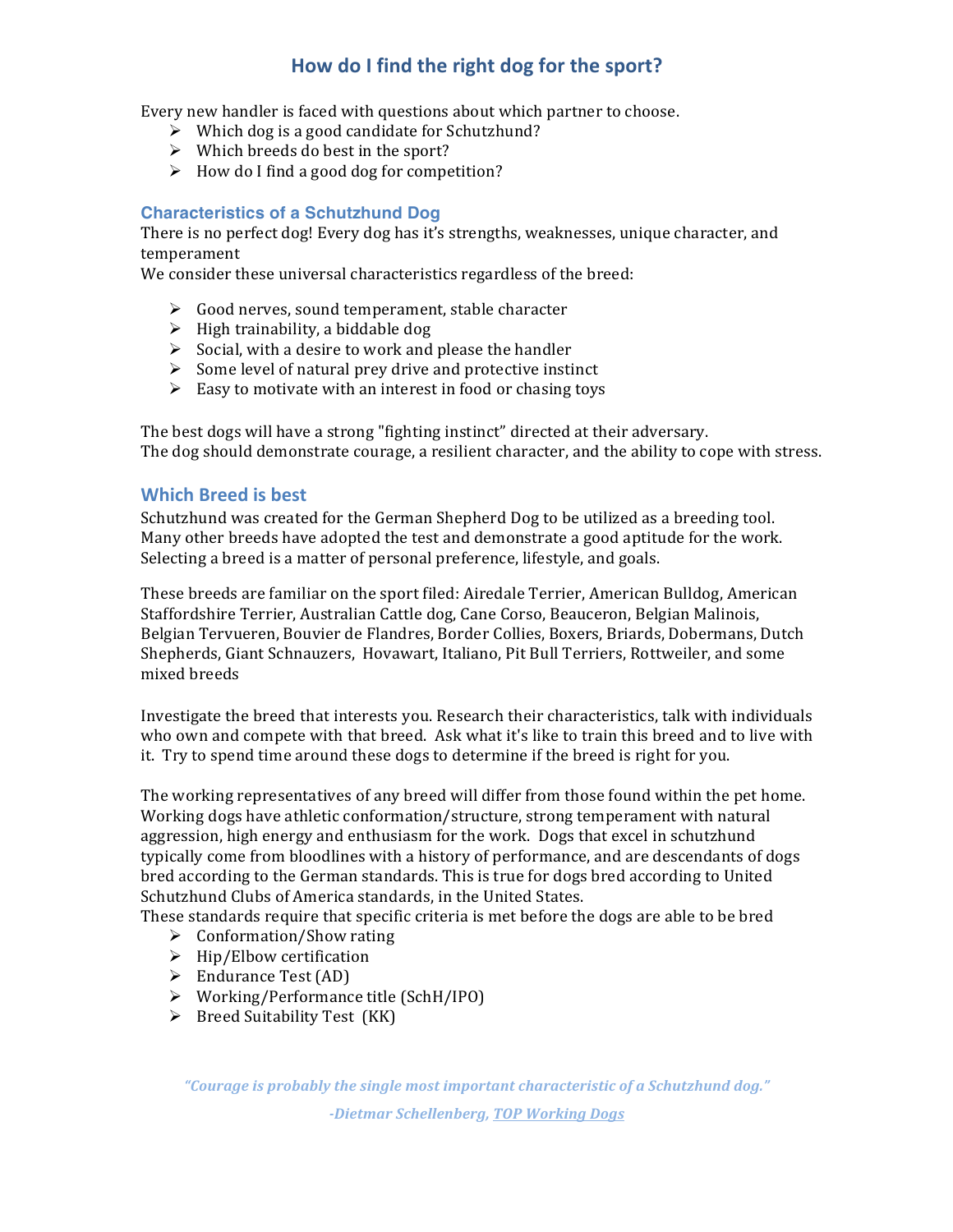# How do I find the right dog for the sport?

Every new handler is faced with questions about which partner to choose.

- Which dog is a good candidate for Schutzhund?
- Which breeds do best in the sport?
- How do I find a good dog for competition?

## Characteristics of a Schutzhund Dog

There is no perfect dog! Every dog has it's strengths, weaknesses, unique character, and temperament

We consider these universal characteristics regardless of the breed:

- Good nerves, sound temperament, stable character
- High trainability, a biddable dog
- Social, with a desire to work and please the handler
- Some level of natural prey drive and protective instinct
- Easy to motivate with an interest in food or chasing toys

The best dogs will have a strong "fighting instinct" directed at their adversary.
The dog should demonstrate courage, a resilient character, and the ability to cope with stress.

## Which Breed is best

Schutzhund was created for the German Shepherd Dog to be utilized as a breeding tool. Many other breeds have adopted the test and demonstrate a good aptitude for the work. Selecting a breed is a matter of personal preference, lifestyle, and goals.

These breeds are familiar on the sport filed: Airedale Terrier, American Bulldog, American Staffordshire Terrier, Australian Cattle dog, Cane Corso, Beauceron, Belgian Malinois, Belgian Tervueren, Bouvier de Flandres, Border Collies, Boxers, Briards, Dobermans, Dutch Shepherds, Giant Schnauzers, Hovawart, Italiano, Pit Bull Terriers, Rottweiler, and some mixed breeds

Investigate the breed that interests you. Research their characteristics, talk with individuals who own and compete with that breed. Ask what it's like to train this breed and to live with it. Try to spend time around these dogs to determine if the breed is right for you.

The working representatives of any breed will differ from those found within the pet home. Working dogs have athletic conformation/structure, strong temperament with natural aggression, high energy and enthusiasm for the work. Dogs that excel in schutzhund typically come from bloodlines with a history of performance, and are descendants of dogs bred according to the German standards. This is true for dogs bred according to United Schutzhund Clubs of America standards, in the United States.
These standards require that specific criteria is met before the dogs are able to be bred

- Conformation/Show rating
- Hip/Elbow certification
- Endurance Test (AD)
- Working/Performance title (SchH/IPO)
- Breed Suitability Test (KK)

*"Courage is probably the single most important characteristic of a Schutzhund dog."*

*-Dietmar Schellenberg, TOP Working Dogs*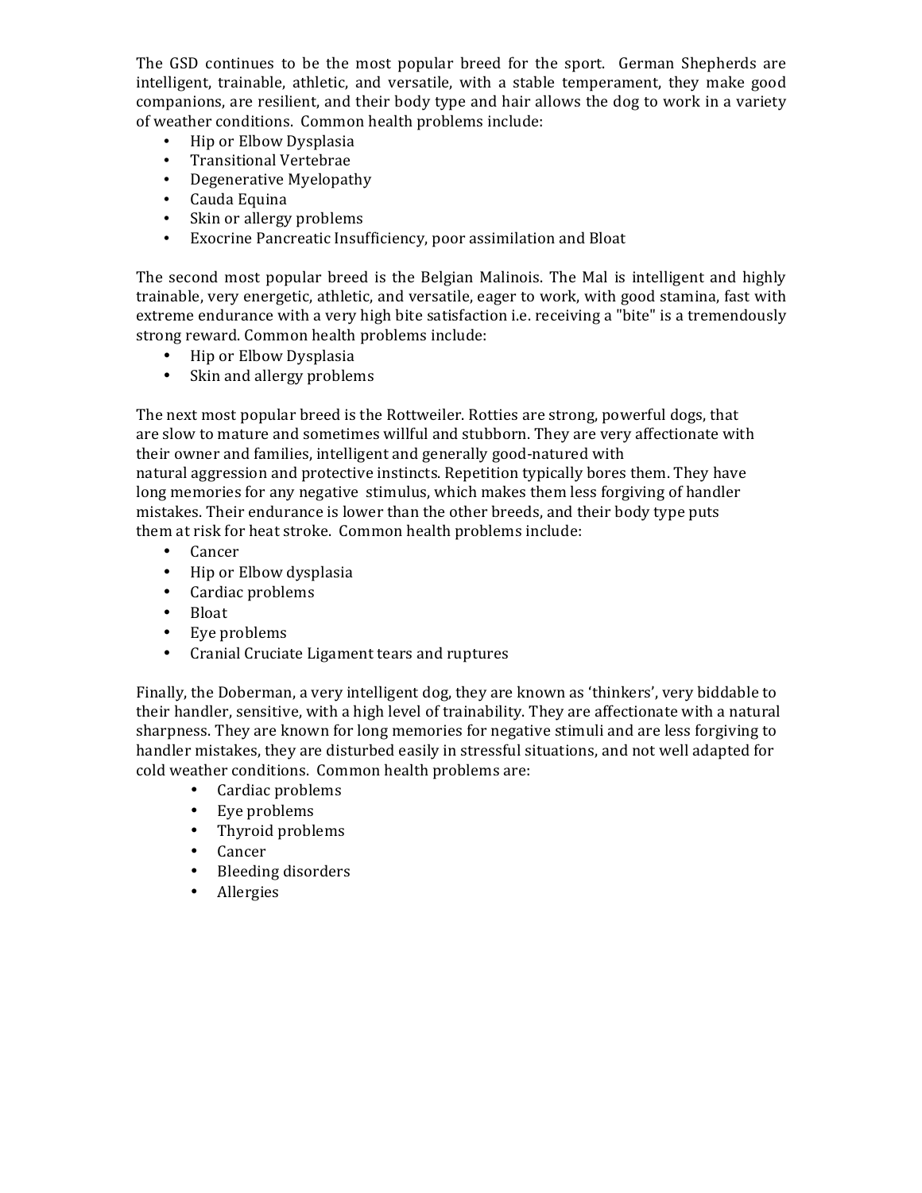The GSD continues to be the most popular breed for the sport. German Shepherds are intelligent, trainable, athletic, and versatile, with a stable temperament, they make good companions, are resilient, and their body type and hair allows the dog to work in a variety of weather conditions. Common health problems include:

- Hip or Elbow Dysplasia
- Transitional Vertebrae
- Degenerative Myelopathy
- Cauda Equina
- Skin or allergy problems
- Exocrine Pancreatic Insufficiency, poor assimilation and Bloat

The second most popular breed is the Belgian Malinois. The Mal is intelligent and highly trainable, very energetic, athletic, and versatile, eager to work, with good stamina, fast with extreme endurance with a very high bite satisfaction i.e. receiving a "bite" is a tremendously strong reward. Common health problems include:

- Hip or Elbow Dysplasia
- Skin and allergy problems

The next most popular breed is the Rottweiler. Rotties are strong, powerful dogs, that are slow to mature and sometimes willful and stubborn. They are very affectionate with their owner and families, intelligent and generally good-natured with natural aggression and protective instincts. Repetition typically bores them. They have long memories for any negative stimulus, which makes them less forgiving of handler mistakes. Their endurance is lower than the other breeds, and their body type puts them at risk for heat stroke. Common health problems include:

- Cancer
- Hip or Elbow dysplasia
- Cardiac problems
- Bloat
- Eye problems
- Cranial Cruciate Ligament tears and ruptures

Finally, the Doberman, a very intelligent dog, they are known as 'thinkers', very biddable to their handler, sensitive, with a high level of trainability. They are affectionate with a natural sharpness. They are known for long memories for negative stimuli and are less forgiving to handler mistakes, they are disturbed easily in stressful situations, and not well adapted for cold weather conditions. Common health problems are:

- Cardiac problems
- Eye problems
- Thyroid problems
- Cancer
- Bleeding disorders
- Allergies